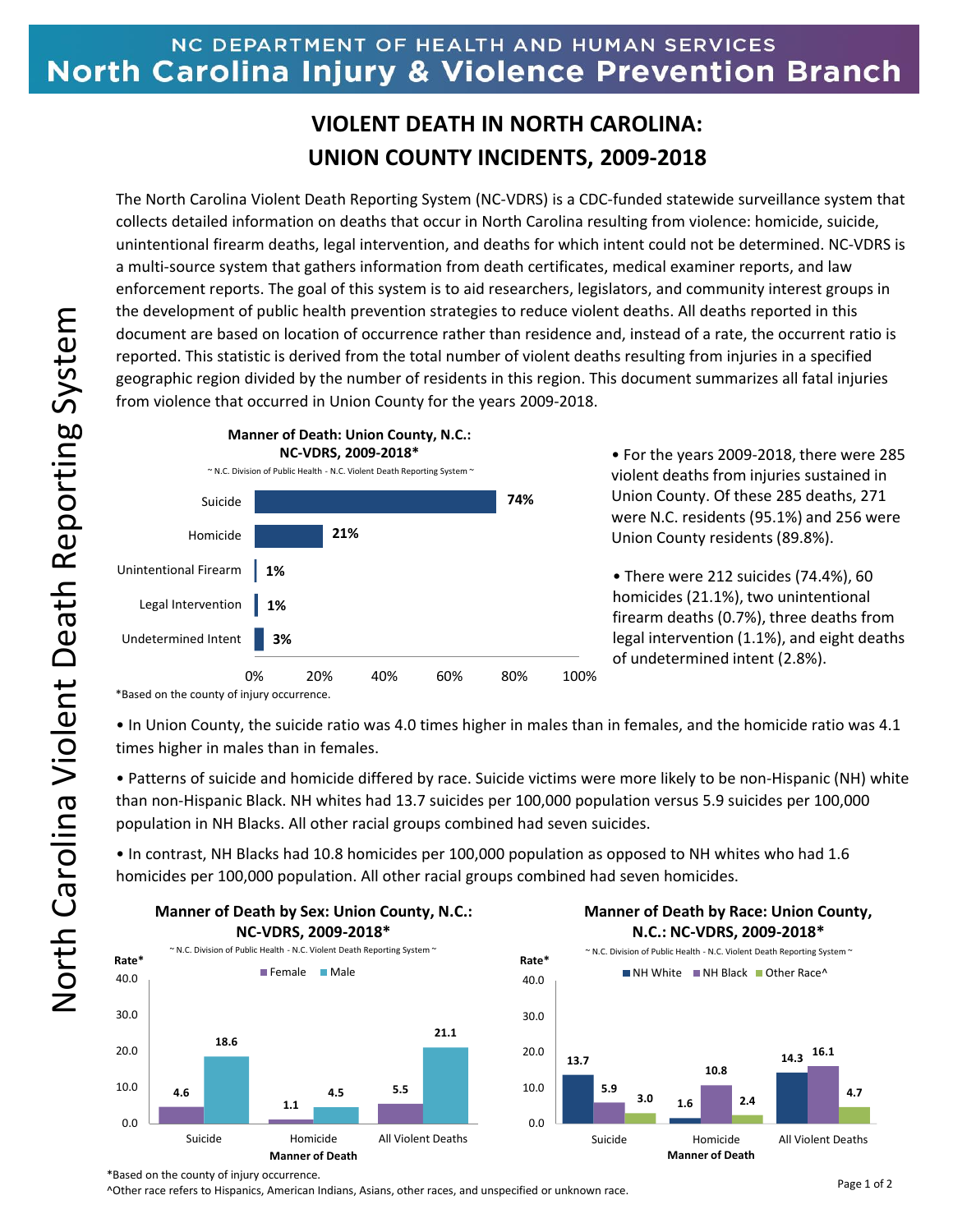NC DEPARTMENT OF HEALTH AND HUMAN SERVICES

**North Carolina Injury & Violence Prevention Branch**

# VIOLENT DEATH IN NORTH CAROLINA: UNION COUNTY INCIDENTS, 2009-2018

The North Carolina Violent Death Reporting System (NC-VDRS) is a CDC-funded statewide surveillance system that collects detailed information on deaths that occur in North Carolina resulting from violence: homicide, suicide, unintentional firearm deaths, legal intervention, and deaths for which intent could not be determined. NC-VDRS is a multi-source system that gathers information from death certificates, medical examiner reports, and law enforcement reports. The goal of this system is to aid researchers, legislators, and community interest groups in the development of public health prevention strategies to reduce violent deaths. All deaths reported in this document are based on location of occurrence rather than residence and, instead of a rate, the occurrent ratio is reported. This statistic is derived from the total number of violent deaths resulting from injuries in a specified geographic region divided by the number of residents in this region. This document summarizes all fatal injuries from violence that occurred in Union County for the years 2009-2018.

**Manner of Death: Union County, N.C.: NC-VDRS, 2009-2018***

~ N.C. Division of Public Health - N.C. Violent Death Reporting System ~

| Manner of Death | Percent |
|---|---|
| Suicide | 74% |
| Homicide | 21% |
| Unintentional Firearm | 1% |
| Legal Intervention | 1% |
| Undetermined Intent | 3% |

*Based on the county of injury occurrence.

- For the years 2009-2018, there were 285 violent deaths from injuries sustained in Union County. Of these 285 deaths, 271 were N.C. residents (95.1%) and 256 were Union County residents (89.8%).
- There were 212 suicides (74.4%), 60 homicides (21.1%), two unintentional firearm deaths (0.7%), three deaths from legal intervention (1.1%), and eight deaths of undetermined intent (2.8%).
- In Union County, the suicide ratio was 4.0 times higher in males than in females, and the homicide ratio was 4.1 times higher in males than in females.
- Patterns of suicide and homicide differed by race. Suicide victims were more likely to be non-Hispanic (NH) white than non-Hispanic Black. NH whites had 13.7 suicides per 100,000 population versus 5.9 suicides per 100,000 population in NH Blacks. All other racial groups combined had seven suicides.
- In contrast, NH Blacks had 10.8 homicides per 100,000 population as opposed to NH whites who had 1.6 homicides per 100,000 population. All other racial groups combined had seven homicides.

**Manner of Death by Sex: Union County, N.C.: NC-VDRS, 2009-2018***

~ N.C. Division of Public Health - N.C. Violent Death Reporting System ~

| Manner of Death | Female (Rate*) | Male (Rate*) |
|---|---|---|
| Suicide | 4.6 | 18.6 |
| Homicide | 1.1 | 4.5 |
| All Violent Deaths | 5.5 | 21.1 |

**Manner of Death by Race: Union County, N.C.: NC-VDRS, 2009-2018***

~ N.C. Division of Public Health - N.C. Violent Death Reporting System ~

| Manner of Death | NH White (Rate*) | NH Black (Rate*) | Other Race^ (Rate*) |
|---|---|---|---|
| Suicide | 13.7 | 5.9 | 3.0 |
| Homicide | 1.6 | 10.8 | 2.4 |
| All Violent Deaths | 14.3 | 16.1 | 4.7 |

*Based on the county of injury occurrence.

^Other race refers to Hispanics, American Indians, Asians, other races, and unspecified or unknown race.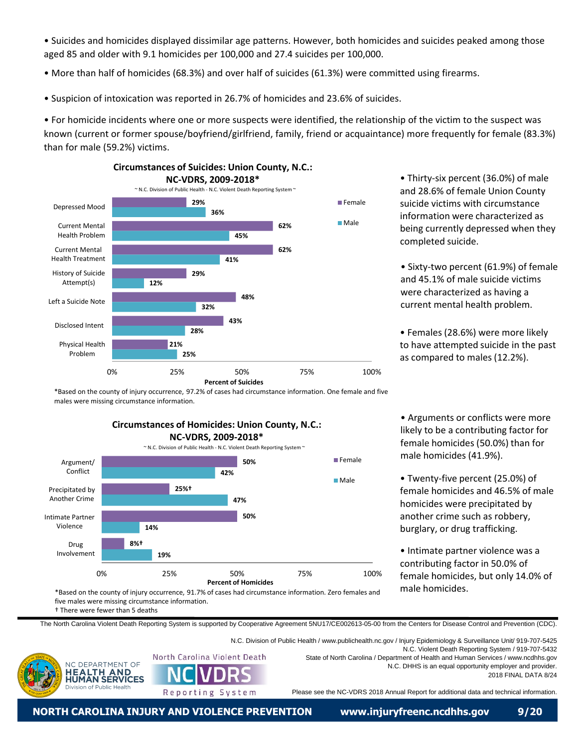- Suicides and homicides displayed dissimilar age patterns. However, both homicides and suicides peaked among those aged 85 and older with 9.1 homicides per 100,000 and 27.4 suicides per 100,000.
- More than half of homicides (68.3%) and over half of suicides (61.3%) were committed using firearms.
- Suspicion of intoxication was reported in 26.7% of homicides and 23.6% of suicides.
- For homicide incidents where one or more suspects were identified, the relationship of the victim to the suspect was known (current or former spouse/boyfriend/girlfriend, family, friend or acquaintance) more frequently for female (83.3%) than for male (59.2%) victims.

**Circumstances of Suicides: Union County, N.C.: NC-VDRS, 2009-2018***

~ N.C. Division of Public Health - N.C. Violent Death Reporting System ~

Female
Male

Depressed Mood: 29%, 36%
Current Mental Health Problem: 62%, 45%
Current Mental Health Treatment: 62%, 41%
History of Suicide Attempt(s): 29%, 12%
Left a Suicide Note: 48%, 32%
Disclosed Intent: 43%, 28%
Physical Health Problem: 21%, 25%

0% 25% 50% 75% 100%
Percent of Suicides

*Based on the county of injury occurrence, 97.2% of cases had circumstance information. One female and five males were missing circumstance information.

- Thirty-six percent (36.0%) of male and 28.6% of female Union County suicide victims with circumstance information were characterized as being currently depressed when they completed suicide.
- Sixty-two percent (61.9%) of female and 45.1% of male suicide victims were characterized as having a current mental health problem.
- Females (28.6%) were more likely to have attempted suicide in the past as compared to males (12.2%).

**Circumstances of Homicides: Union County, N.C.: NC-VDRS, 2009-2018***

~ N.C. Division of Public Health - N.C. Violent Death Reporting System ~

Female
Male

Argument/ Conflict: 50%, 42%
Precipitated by Another Crime: 25%†, 47%
Intimate Partner Violence: 50%, 14%
Drug Involvement: 8%†, 19%

0% 25% 50% 75% 100%
Percent of Homicides

*Based on the county of injury occurrence, 91.7% of cases had circumstance information. Zero females and five males were missing circumstance information.
† There were fewer than 5 deaths

- Arguments or conflicts were more likely to be a contributing factor for female homicides (50.0%) than for male homicides (41.9%).
- Twenty-five percent (25.0%) of female homicides and 46.5% of male homicides were precipitated by another crime such as robbery, burglary, or drug trafficking.
- Intimate partner violence was a contributing factor in 50.0% of female homicides, but only 14.0% of male homicides.

The North Carolina Violent Death Reporting System is supported by Cooperative Agreement 5NU17/CE002613-05-00 from the Centers for Disease Control and Prevention (CDC).

N.C. Division of Public Health / www.publichealth.nc.gov / Injury Epidemiology & Surveillance Unit/ 919-707-5425
N.C. Violent Death Reporting System / 919-707-5432
State of North Carolina / Department of Health and Human Services / www.ncdhhs.gov
N.C. DHHS is an equal opportunity employer and provider.
2018 FINAL DATA 8/24

NC DEPARTMENT OF HEALTH AND HUMAN SERVICES Division of Public Health

North Carolina Violent Death NC VDRS Reporting System

Please see the NC-VDRS 2018 Annual Report for additional data and technical information.

NORTH CAROLINA INJURY AND VIOLENCE PREVENTION www.injuryfreenc.ncdhhs.gov